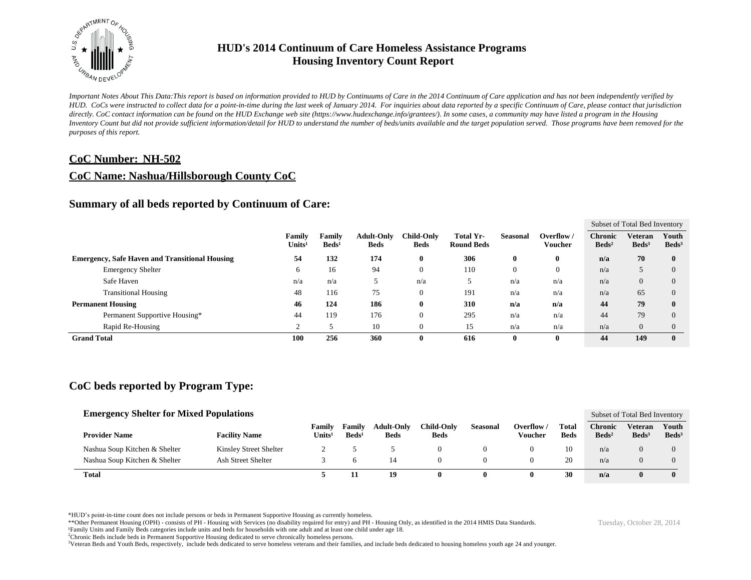# HUD's 2014 Continuum of Care Homeless Assistance Programs Housing Inventory Count Report

*Important Notes About This Data:This report is based on information provided to HUD by Continuums of Care in the 2014 Continuum of Care application and has not been independently verified by HUD. CoCs were instructed to collect data for a point-in-time during the last week of January 2014. For inquiries about data reported by a specific Continuum of Care, please contact that jurisdiction directly. CoC contact information can be found on the HUD Exchange web site (https://www.hudexchange.info/grantees/). In some cases, a community may have listed a program in the Housing Inventory Count but did not provide sufficient information/detail for HUD to understand the number of beds/units available and the target population served. Those programs have been removed for the purposes of this report.*

## CoC Number: NH-502

## CoC Name: Nashua/Hillsborough County CoC

## Summary of all beds reported by Continuum of Care:

| | Family Units¹ | Family Beds¹ | Adult-Only Beds | Child-Only Beds | Total Yr-Round Beds | Seasonal | Overflow / Voucher | Subset of Total Bed Inventory: Chronic Beds² | Veteran Beds³ | Youth Beds³ |
|---|---|---|---|---|---|---|---|---|---|---|
| **Emergency, Safe Haven and Transitional Housing** | **54** | **132** | **174** | **0** | **306** | **0** | **0** | **n/a** | **70** | **0** |
| Emergency Shelter | 6 | 16 | 94 | 0 | 110 | 0 | 0 | n/a | 5 | 0 |
| Safe Haven | n/a | n/a | 5 | n/a | 5 | n/a | n/a | n/a | 0 | 0 |
| Transitional Housing | 48 | 116 | 75 | 0 | 191 | n/a | n/a | n/a | 65 | 0 |
| **Permanent Housing** | **46** | **124** | **186** | **0** | **310** | **n/a** | **n/a** | **44** | **79** | **0** |
| Permanent Supportive Housing* | 44 | 119 | 176 | 0 | 295 | n/a | n/a | 44 | 79 | 0 |
| Rapid Re-Housing | 2 | 5 | 10 | 0 | 15 | n/a | n/a | n/a | 0 | 0 |
| **Grand Total** | **100** | **256** | **360** | **0** | **616** | **0** | **0** | **44** | **149** | **0** |

## CoC beds reported by Program Type:

### Emergency Shelter for Mixed Populations

| Provider Name | Facility Name | Family Units¹ | Family Beds¹ | Adult-Only Beds | Child-Only Beds | Seasonal | Overflow / Voucher | Total Beds | Subset of Total Bed Inventory: Chronic Beds² | Veteran Beds³ | Youth Beds³ |
|---|---|---|---|---|---|---|---|---|---|---|---|
| Nashua Soup Kitchen & Shelter | Kinsley Street Shelter | 2 | 5 | 5 | 0 | 0 | 0 | 10 | n/a | 0 | 0 |
| Nashua Soup Kitchen & Shelter | Ash Street Shelter | 3 | 6 | 14 | 0 | 0 | 0 | 20 | n/a | 0 | 0 |
| **Total** | | **5** | **11** | **19** | **0** | **0** | **0** | **30** | **n/a** | **0** | **0** |

*HUD's point-in-time count does not include persons or beds in Permanent Supportive Housing as currently homeless.

**Other Permanent Housing (OPH) - consists of PH - Housing with Services (no disability required for entry) and PH - Housing Only, as identified in the 2014 HMIS Data Standards.

¹Family Units and Family Beds categories include units and beds for households with one adult and at least one child under age 18.

²Chronic Beds include beds in Permanent Supportive Housing dedicated to serve chronically homeless persons.

³Veteran Beds and Youth Beds, respectively, include beds dedicated to serve homeless veterans and their families, and include beds dedicated to housing homeless youth age 24 and younger.

Tuesday, October 28, 2014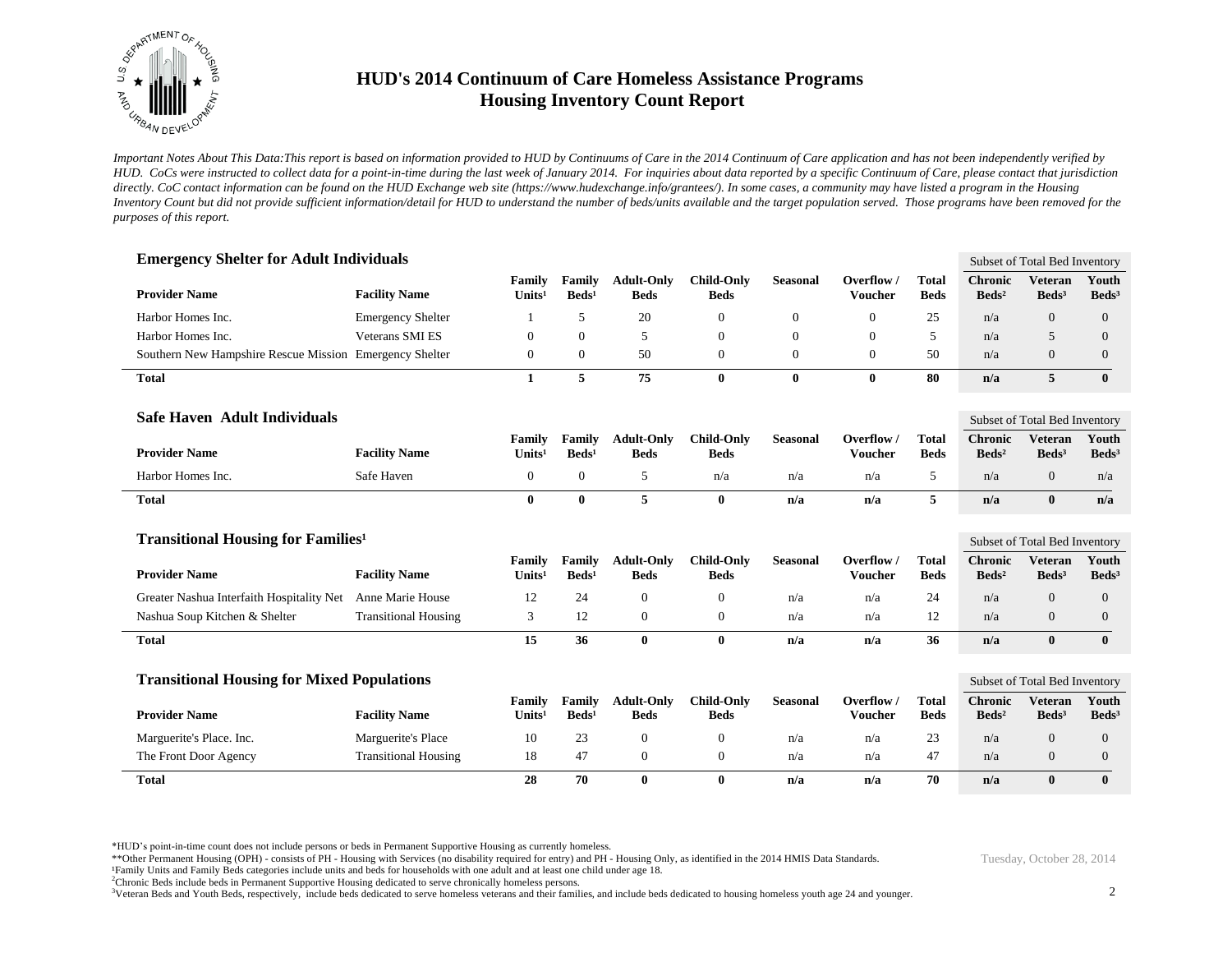# HUD's 2014 Continuum of Care Homeless Assistance Programs
## Housing Inventory Count Report

*Important Notes About This Data:This report is based on information provided to HUD by Continuums of Care in the 2014 Continuum of Care application and has not been independently verified by HUD. CoCs were instructed to collect data for a point-in-time during the last week of January 2014. For inquiries about data reported by a specific Continuum of Care, please contact that jurisdiction directly. CoC contact information can be found on the HUD Exchange web site (https://www.hudexchange.info/grantees/). In some cases, a community may have listed a program in the Housing Inventory Count but did not provide sufficient information/detail for HUD to understand the number of beds/units available and the target population served. Those programs have been removed for the purposes of this report.*

### Emergency Shelter for Adult Individuals

| | | | | | | | | | Subset of Total Bed Inventory | | |
|---|---|---|---|---|---|---|---|---|---|---|---|
| **Provider Name** | **Facility Name** | **Family Units[1]** | **Family Beds[1]** | **Adult-Only Beds** | **Child-Only Beds** | **Seasonal** | **Overflow / Voucher** | **Total Beds** | **Chronic Beds[2]** | **Veteran Beds[3]** | **Youth Beds[3]** |
| Harbor Homes Inc. | Emergency Shelter | 1 | 5 | 20 | 0 | 0 | 0 | 25 | n/a | 0 | 0 |
| Harbor Homes Inc. | Veterans SMI ES | 0 | 0 | 5 | 0 | 0 | 0 | 5 | n/a | 5 | 0 |
| Southern New Hampshire Rescue Mission | Emergency Shelter | 0 | 0 | 50 | 0 | 0 | 0 | 50 | n/a | 0 | 0 |
| **Total** | | **1** | **5** | **75** | **0** | **0** | **0** | **80** | **n/a** | **5** | **0** |

### Safe Haven Adult Individuals

| | | | | | | | | | Subset of Total Bed Inventory | | |
|---|---|---|---|---|---|---|---|---|---|---|---|
| **Provider Name** | **Facility Name** | **Family Units[1]** | **Family Beds[1]** | **Adult-Only Beds** | **Child-Only Beds** | **Seasonal** | **Overflow / Voucher** | **Total Beds** | **Chronic Beds[2]** | **Veteran Beds[3]** | **Youth Beds[3]** |
| Harbor Homes Inc. | Safe Haven | 0 | 0 | 5 | n/a | n/a | n/a | 5 | n/a | 0 | n/a |
| **Total** | | **0** | **0** | **5** | **0** | **n/a** | **n/a** | **5** | **n/a** | **0** | **n/a** |

### Transitional Housing for Families[1]

| | | | | | | | | | Subset of Total Bed Inventory | | |
|---|---|---|---|---|---|---|---|---|---|---|---|
| **Provider Name** | **Facility Name** | **Family Units[1]** | **Family Beds[1]** | **Adult-Only Beds** | **Child-Only Beds** | **Seasonal** | **Overflow / Voucher** | **Total Beds** | **Chronic Beds[2]** | **Veteran Beds[3]** | **Youth Beds[3]** |
| Greater Nashua Interfaith Hospitality Net | Anne Marie House | 12 | 24 | 0 | 0 | n/a | n/a | 24 | n/a | 0 | 0 |
| Nashua Soup Kitchen & Shelter | Transitional Housing | 3 | 12 | 0 | 0 | n/a | n/a | 12 | n/a | 0 | 0 |
| **Total** | | **15** | **36** | **0** | **0** | **n/a** | **n/a** | **36** | **n/a** | **0** | **0** |

### Transitional Housing for Mixed Populations

| | | | | | | | | | Subset of Total Bed Inventory | | |
|---|---|---|---|---|---|---|---|---|---|---|---|
| **Provider Name** | **Facility Name** | **Family Units[1]** | **Family Beds[1]** | **Adult-Only Beds** | **Child-Only Beds** | **Seasonal** | **Overflow / Voucher** | **Total Beds** | **Chronic Beds[2]** | **Veteran Beds[3]** | **Youth Beds[3]** |
| Marguerite's Place. Inc. | Marguerite's Place | 10 | 23 | 0 | 0 | n/a | n/a | 23 | n/a | 0 | 0 |
| The Front Door Agency | Transitional Housing | 18 | 47 | 0 | 0 | n/a | n/a | 47 | n/a | 0 | 0 |
| **Total** | | **28** | **70** | **0** | **0** | **n/a** | **n/a** | **70** | **n/a** | **0** | **0** |

*HUD's point-in-time count does not include persons or beds in Permanent Supportive Housing as currently homeless.

**Other Permanent Housing (OPH) - consists of PH - Housing with Services (no disability required for entry) and PH - Housing Only, as identified in the 2014 HMIS Data Standards.

[1]Family Units and Family Beds categories include units and beds for households with one adult and at least one child under age 18.

[2]Chronic Beds include beds in Permanent Supportive Housing dedicated to serve chronically homeless persons.

[3]Veteran Beds and Youth Beds, respectively, include beds dedicated to serve homeless veterans and their families, and include beds dedicated to housing homeless youth age 24 and younger.

Tuesday, October 28, 2014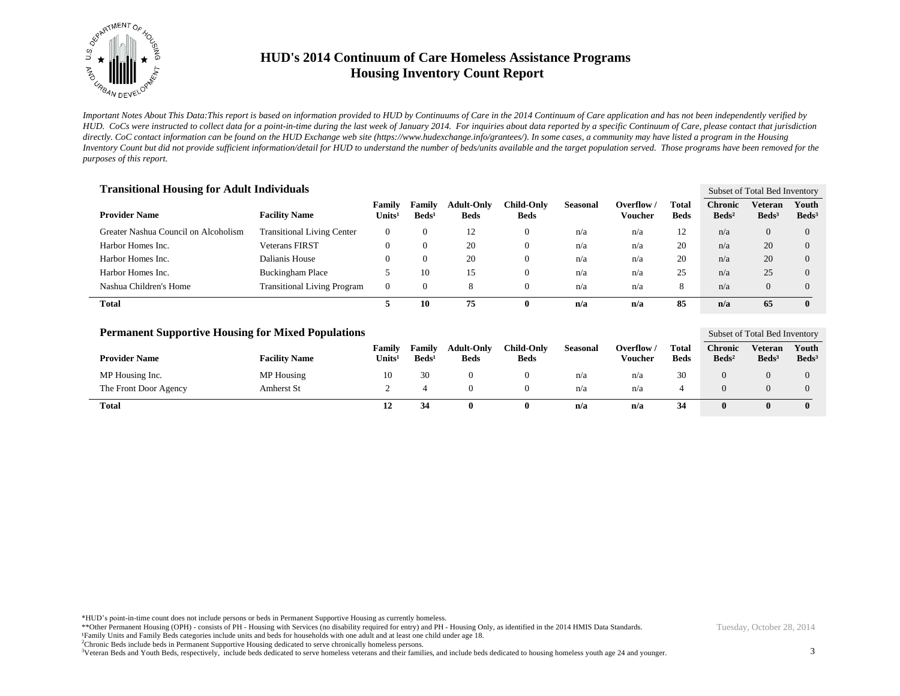# HUD's 2014 Continuum of Care Homeless Assistance Programs
# Housing Inventory Count Report

*Important Notes About This Data:This report is based on information provided to HUD by Continuums of Care in the 2014 Continuum of Care application and has not been independently verified by HUD. CoCs were instructed to collect data for a point-in-time during the last week of January 2014. For inquiries about data reported by a specific Continuum of Care, please contact that jurisdiction directly. CoC contact information can be found on the HUD Exchange web site (https://www.hudexchange.info/grantees/). In some cases, a community may have listed a program in the Housing Inventory Count but did not provide sufficient information/detail for HUD to understand the number of beds/units available and the target population served. Those programs have been removed for the purposes of this report.*

### Transitional Housing for Adult Individuals

| | | | | | | | | | Subset of Total Bed Inventory | | |
|---|---|---|---|---|---|---|---|---|---|---|---|
| **Provider Name** | **Facility Name** | **Family Units[1]** | **Family Beds[1]** | **Adult-Only Beds** | **Child-Only Beds** | **Seasonal** | **Overflow / Voucher** | **Total Beds** | **Chronic Beds[2]** | **Veteran Beds[3]** | **Youth Beds[3]** |
| Greater Nashua Council on Alcoholism | Transitional Living Center | 0 | 0 | 12 | 0 | n/a | n/a | 12 | n/a | 0 | 0 |
| Harbor Homes Inc. | Veterans FIRST | 0 | 0 | 20 | 0 | n/a | n/a | 20 | n/a | 20 | 0 |
| Harbor Homes Inc. | Dalianis House | 0 | 0 | 20 | 0 | n/a | n/a | 20 | n/a | 20 | 0 |
| Harbor Homes Inc. | Buckingham Place | 5 | 10 | 15 | 0 | n/a | n/a | 25 | n/a | 25 | 0 |
| Nashua Children's Home | Transitional Living Program | 0 | 0 | 8 | 0 | n/a | n/a | 8 | n/a | 0 | 0 |
| **Total** | | **5** | **10** | **75** | **0** | **n/a** | **n/a** | **85** | **n/a** | **65** | **0** |

### Permanent Supportive Housing for Mixed Populations

| | | | | | | | | | Subset of Total Bed Inventory | | |
|---|---|---|---|---|---|---|---|---|---|---|---|
| **Provider Name** | **Facility Name** | **Family Units[1]** | **Family Beds[1]** | **Adult-Only Beds** | **Child-Only Beds** | **Seasonal** | **Overflow / Voucher** | **Total Beds** | **Chronic Beds[2]** | **Veteran Beds[3]** | **Youth Beds[3]** |
| MP Housing Inc. | MP Housing | 10 | 30 | 0 | 0 | n/a | n/a | 30 | 0 | 0 | 0 |
| The Front Door Agency | Amherst St | 2 | 4 | 0 | 0 | n/a | n/a | 4 | 0 | 0 | 0 |
| **Total** | | **12** | **34** | **0** | **0** | **n/a** | **n/a** | **34** | **0** | **0** | **0** |

*HUD's point-in-time count does not include persons or beds in Permanent Supportive Housing as currently homeless.
**Other Permanent Housing (OPH) - consists of PH - Housing with Services (no disability required for entry) and PH - Housing Only, as identified in the 2014 HMIS Data Standards.
[1]Family Units and Family Beds categories include units and beds for households with one adult and at least one child under age 18.
[2]Chronic Beds include beds in Permanent Supportive Housing dedicated to serve chronically homeless persons.
[3]Veteran Beds and Youth Beds, respectively, include beds dedicated to serve homeless veterans and their families, and include beds dedicated to housing homeless youth age 24 and younger.

Tuesday, October 28, 2014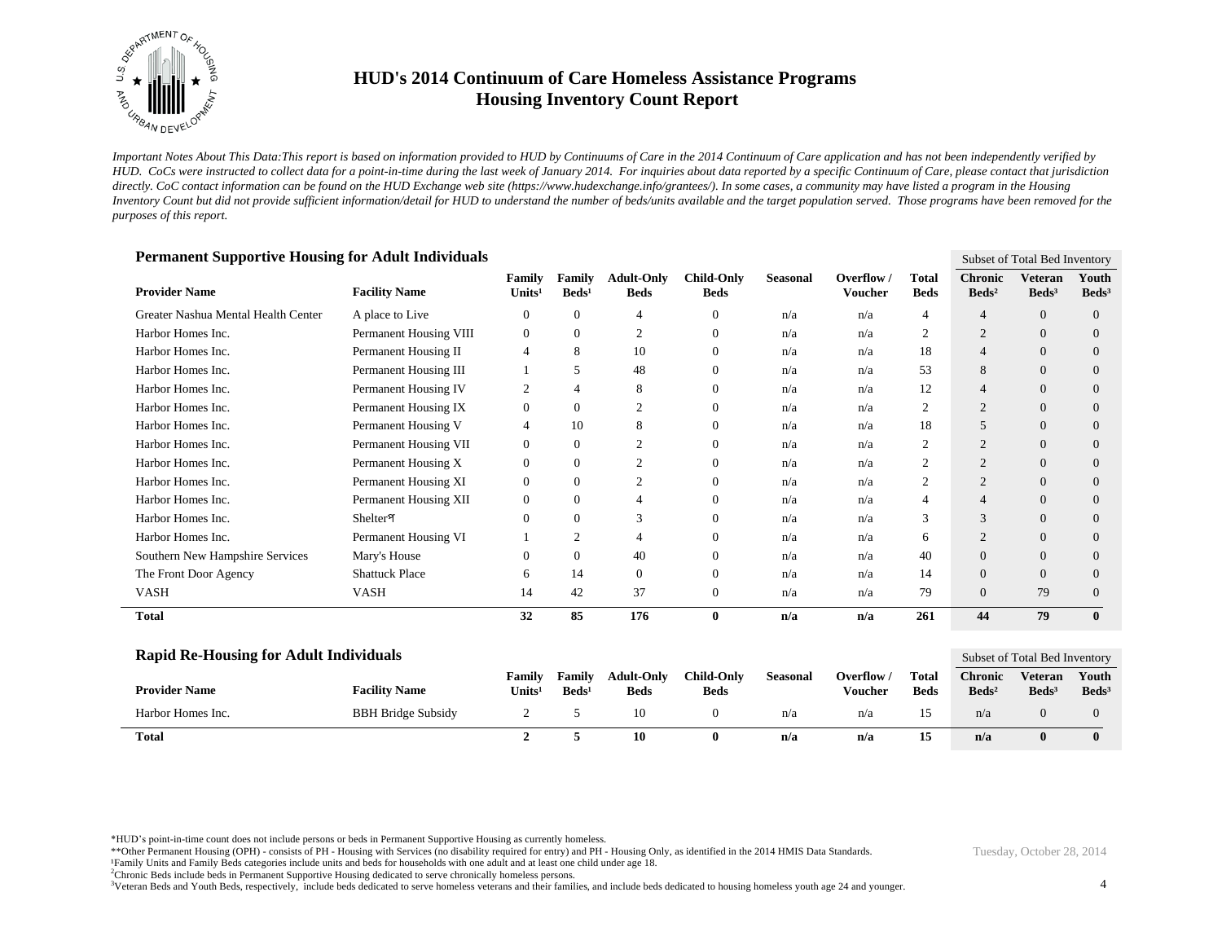# HUD's 2014 Continuum of Care Homeless Assistance Programs
# Housing Inventory Count Report

*Important Notes About This Data:This report is based on information provided to HUD by Continuums of Care in the 2014 Continuum of Care application and has not been independently verified by HUD. CoCs were instructed to collect data for a point-in-time during the last week of January 2014. For inquiries about data reported by a specific Continuum of Care, please contact that jurisdiction directly. CoC contact information can be found on the HUD Exchange web site (https://www.hudexchange.info/grantees/). In some cases, a community may have listed a program in the Housing Inventory Count but did not provide sufficient information/detail for HUD to understand the number of beds/units available and the target population served. Those programs have been removed for the purposes of this report.*

### Permanent Supportive Housing for Adult Individuals

| | | | | | | | | | Subset of Total Bed Inventory | | |
|---|---|---|---|---|---|---|---|---|---|---|---|
| **Provider Name** | **Facility Name** | **Family Units[1]** | **Family Beds[1]** | **Adult-Only Beds** | **Child-Only Beds** | **Seasonal** | **Overflow / Voucher** | **Total Beds** | **Chronic Beds[2]** | **Veteran Beds[3]** | **Youth Beds[3]** |
| Greater Nashua Mental Health Center | A place to Live | 0 | 0 | 4 | 0 | n/a | n/a | 4 | 4 | 0 | 0 |
| Harbor Homes Inc. | Permanent Housing VIII | 0 | 0 | 2 | 0 | n/a | n/a | 2 | 2 | 0 | 0 |
| Harbor Homes Inc. | Permanent Housing II | 4 | 8 | 10 | 0 | n/a | n/a | 18 | 4 | 0 | 0 |
| Harbor Homes Inc. | Permanent Housing III | 1 | 5 | 48 | 0 | n/a | n/a | 53 | 8 | 0 | 0 |
| Harbor Homes Inc. | Permanent Housing IV | 2 | 4 | 8 | 0 | n/a | n/a | 12 | 4 | 0 | 0 |
| Harbor Homes Inc. | Permanent Housing IX | 0 | 0 | 2 | 0 | n/a | n/a | 2 | 2 | 0 | 0 |
| Harbor Homes Inc. | Permanent Housing V | 4 | 10 | 8 | 0 | n/a | n/a | 18 | 5 | 0 | 0 |
| Harbor Homes Inc. | Permanent Housing VII | 0 | 0 | 2 | 0 | n/a | n/a | 2 | 2 | 0 | 0 |
| Harbor Homes Inc. | Permanent Housing X | 0 | 0 | 2 | 0 | n/a | n/a | 2 | 2 | 0 | 0 |
| Harbor Homes Inc. | Permanent Housing XI | 0 | 0 | 2 | 0 | n/a | n/a | 2 | 2 | 0 | 0 |
| Harbor Homes Inc. | Permanent Housing XII | 0 | 0 | 4 | 0 | n/a | n/a | 4 | 4 | 0 | 0 |
| Harbor Homes Inc. | Shelter৭ | 0 | 0 | 3 | 0 | n/a | n/a | 3 | 3 | 0 | 0 |
| Harbor Homes Inc. | Permanent Housing VI | 1 | 2 | 4 | 0 | n/a | n/a | 6 | 2 | 0 | 0 |
| Southern New Hampshire Services | Mary's House | 0 | 0 | 40 | 0 | n/a | n/a | 40 | 0 | 0 | 0 |
| The Front Door Agency | Shattuck Place | 6 | 14 | 0 | 0 | n/a | n/a | 14 | 0 | 0 | 0 |
| VASH | VASH | 14 | 42 | 37 | 0 | n/a | n/a | 79 | 0 | 79 | 0 |
| **Total** | | **32** | **85** | **176** | **0** | **n/a** | **n/a** | **261** | **44** | **79** | **0** |

### Rapid Re-Housing for Adult Individuals

| | | | | | | | | | Subset of Total Bed Inventory | | |
|---|---|---|---|---|---|---|---|---|---|---|---|
| **Provider Name** | **Facility Name** | **Family Units[1]** | **Family Beds[1]** | **Adult-Only Beds** | **Child-Only Beds** | **Seasonal** | **Overflow / Voucher** | **Total Beds** | **Chronic Beds[2]** | **Veteran Beds[3]** | **Youth Beds[3]** |
| Harbor Homes Inc. | BBH Bridge Subsidy | 2 | 5 | 10 | 0 | n/a | n/a | 15 | n/a | 0 | 0 |
| **Total** | | **2** | **5** | **10** | **0** | **n/a** | **n/a** | **15** | **n/a** | **0** | **0** |

*HUD's point-in-time count does not include persons or beds in Permanent Supportive Housing as currently homeless.

**Other Permanent Housing (OPH) - consists of PH - Housing with Services (no disability required for entry) and PH - Housing Only, as identified in the 2014 HMIS Data Standards.

[1]Family Units and Family Beds categories include units and beds for households with one adult and at least one child under age 18.

[2]Chronic Beds include beds in Permanent Supportive Housing dedicated to serve chronically homeless persons.

[3]Veteran Beds and Youth Beds, respectively, include beds dedicated to serve homeless veterans and their families, and include beds dedicated to housing homeless youth age 24 and younger.

Tuesday, October 28, 2014